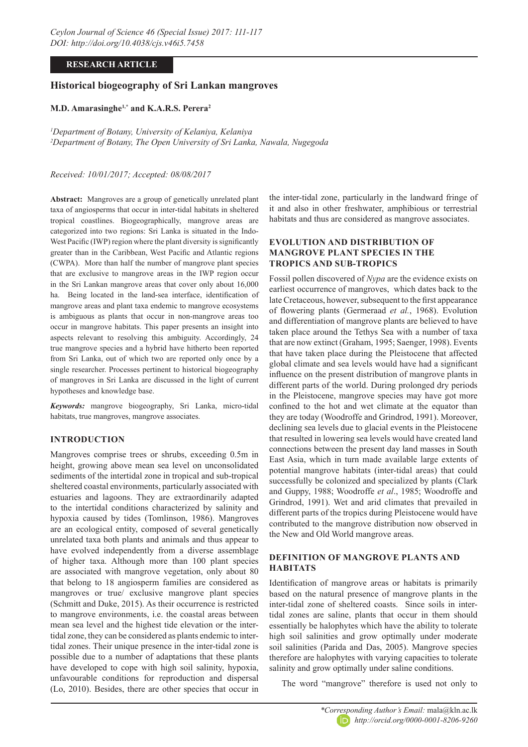**RESEARCH ARTICLE**

# Historical biogeography of Sri Lankan mangroves

**M.D. Amarasinghe[1,*] and K.A.R.S. Perera[2]**

[1]*Department of Botany, University of Kelaniya, Kelaniya*
[2]*Department of Botany, The Open University of Sri Lanka, Nawala, Nugegoda*

*Received: 10/01/2017; Accepted: 08/08/2017*

**Abstract:** Mangroves are a group of genetically unrelated plant taxa of angiosperms that occur in inter-tidal habitats in sheltered tropical coastlines. Biogeographically, mangrove areas are categorized into two regions: Sri Lanka is situated in the Indo-West Pacific (IWP) region where the plant diversity is significantly greater than in the Caribbean, West Pacific and Atlantic regions (CWPA). More than half the number of mangrove plant species that are exclusive to mangrove areas in the IWP region occur in the Sri Lankan mangrove areas that cover only about 16,000 ha. Being located in the land-sea interface, identification of mangrove areas and plant taxa endemic to mangrove ecosystems is ambiguous as plants that occur in non-mangrove areas too occur in mangrove habitats. This paper presents an insight into aspects relevant to resolving this ambiguity. Accordingly, 24 true mangrove species and a hybrid have hitherto been reported from Sri Lanka, out of which two are reported only once by a single researcher. Processes pertinent to historical biogeography of mangroves in Sri Lanka are discussed in the light of current hypotheses and knowledge base.

***Keywords:*** mangrove biogeography, Sri Lanka, micro-tidal habitats, true mangroves, mangrove associates.

## INTRODUCTION

Mangroves comprise trees or shrubs, exceeding 0.5m in height, growing above mean sea level on unconsolidated sediments of the intertidal zone in tropical and sub-tropical sheltered coastal environments, particularly associated with estuaries and lagoons. They are extraordinarily adapted to the intertidal conditions characterized by salinity and hypoxia caused by tides (Tomlinson, 1986). Mangroves are an ecological entity, composed of several genetically unrelated taxa both plants and animals and thus appear to have evolved independently from a diverse assemblage of higher taxa. Although more than 100 plant species are associated with mangrove vegetation, only about 80 that belong to 18 angiosperm families are considered as mangroves or true/ exclusive mangrove plant species (Schmitt and Duke, 2015). As their occurrence is restricted to mangrove environments, i.e. the coastal areas between mean sea level and the highest tide elevation or the inter-tidal zone, they can be considered as plants endemic to inter-tidal zones. Their unique presence in the inter-tidal zone is possible due to a number of adaptations that these plants have developed to cope with high soil salinity, hypoxia, unfavourable conditions for reproduction and dispersal (Lo, 2010). Besides, there are other species that occur in the inter-tidal zone, particularly in the landward fringe of it and also in other freshwater, amphibious or terrestrial habitats and thus are considered as mangrove associates.

## EVOLUTION AND DISTRIBUTION OF MANGROVE PLANT SPECIES IN THE TROPICS AND SUB-TROPICS

Fossil pollen discovered of *Nypa* are the evidence exists on earliest occurrence of mangroves, which dates back to the late Cretaceous, however, subsequent to the first appearance of flowering plants (Germeraad *et al.*, 1968). Evolution and differentiation of mangrove plants are believed to have taken place around the Tethys Sea with a number of taxa that are now extinct (Graham, 1995; Saenger, 1998). Events that have taken place during the Pleistocene that affected global climate and sea levels would have had a significant influence on the present distribution of mangrove plants in different parts of the world. During prolonged dry periods in the Pleistocene, mangrove species may have got more confined to the hot and wet climate at the equator than they are today (Woodroffe and Grindrod, 1991). Moreover, declining sea levels due to glacial events in the Pleistocene that resulted in lowering sea levels would have created land connections between the present day land masses in South East Asia, which in turn made available large extents of potential mangrove habitats (inter-tidal areas) that could successfully be colonized and specialized by plants (Clark and Guppy, 1988; Woodroffe *et al*., 1985; Woodroffe and Grindrod, 1991). Wet and arid climates that prevailed in different parts of the tropics during Pleistocene would have contributed to the mangrove distribution now observed in the New and Old World mangrove areas.

## DEFINITION OF MANGROVE PLANTS AND HABITATS

Identification of mangrove areas or habitats is primarily based on the natural presence of mangrove plants in the inter-tidal zone of sheltered coasts. Since soils in inter-tidal zones are saline, plants that occur in them should essentially be halophytes which have the ability to tolerate high soil salinities and grow optimally under moderate soil salinities (Parida and Das, 2005). Mangrove species therefore are halophytes with varying capacities to tolerate salinity and grow optimally under saline conditions.

The word "mangrove" therefore is used not only to

*\*Corresponding Author's Email:* mala@kln.ac.lk
*http://orcid.org/0000-0001-8206-9260*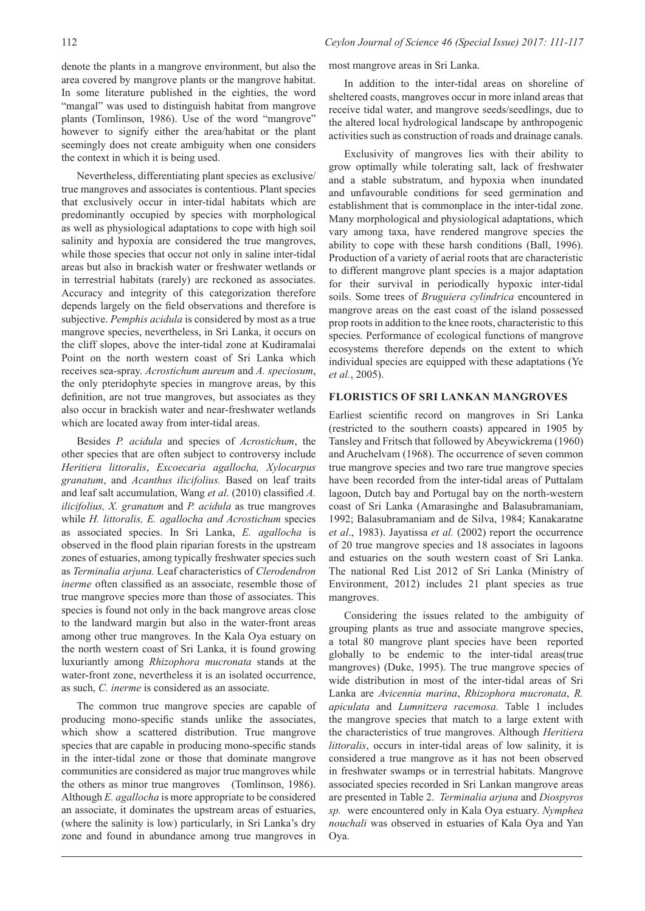denote the plants in a mangrove environment, but also the area covered by mangrove plants or the mangrove habitat. In some literature published in the eighties, the word "mangal" was used to distinguish habitat from mangrove plants (Tomlinson, 1986). Use of the word "mangrove" however to signify either the area/habitat or the plant seemingly does not create ambiguity when one considers the context in which it is being used.

Nevertheless, differentiating plant species as exclusive/true mangroves and associates is contentious. Plant species that exclusively occur in inter-tidal habitats which are predominantly occupied by species with morphological as well as physiological adaptations to cope with high soil salinity and hypoxia are considered the true mangroves, while those species that occur not only in saline inter-tidal areas but also in brackish water or freshwater wetlands or in terrestrial habitats (rarely) are reckoned as associates. Accuracy and integrity of this categorization therefore depends largely on the field observations and therefore is subjective. *Pemphis acidula* is considered by most as a true mangrove species, nevertheless, in Sri Lanka, it occurs on the cliff slopes, above the inter-tidal zone at Kudiramalai Point on the north western coast of Sri Lanka which receives sea-spray. *Acrostichum aureum* and *A. speciosum*, the only pteridophyte species in mangrove areas, by this definition, are not true mangroves, but associates as they also occur in brackish water and near-freshwater wetlands which are located away from inter-tidal areas.

Besides *P. acidula* and species of *Acrostichum*, the other species that are often subject to controversy include *Heritiera littoralis*, *Excoecaria agallocha, Xylocarpus granatum*, and *Acanthus ilicifolius.* Based on leaf traits and leaf salt accumulation, Wang *et al*. (2010) classified *A. ilicifolius, X. granatum* and *P. acidula* as true mangroves while *H. littoralis, E. agallocha and Acrostichum* species as associated species. In Sri Lanka, *E. agallocha* is observed in the flood plain riparian forests in the upstream zones of estuaries, among typically freshwater species such as *Terminalia arjuna.* Leaf characteristics of *Clerodendron inerme* often classified as an associate, resemble those of true mangrove species more than those of associates. This species is found not only in the back mangrove areas close to the landward margin but also in the water-front areas among other true mangroves. In the Kala Oya estuary on the north western coast of Sri Lanka, it is found growing luxuriantly among *Rhizophora mucronata* stands at the water-front zone, nevertheless it is an isolated occurrence, as such, *C. inerme* is considered as an associate.

The common true mangrove species are capable of producing mono-specific stands unlike the associates, which show a scattered distribution. True mangrove species that are capable in producing mono-specific stands in the inter-tidal zone or those that dominate mangrove communities are considered as major true mangroves while the others as minor true mangroves (Tomlinson, 1986). Although *E. agallocha* is more appropriate to be considered an associate, it dominates the upstream areas of estuaries, (where the salinity is low) particularly, in Sri Lanka's dry zone and found in abundance among true mangroves in most mangrove areas in Sri Lanka.

In addition to the inter-tidal areas on shoreline of sheltered coasts, mangroves occur in more inland areas that receive tidal water, and mangrove seeds/seedlings, due to the altered local hydrological landscape by anthropogenic activities such as construction of roads and drainage canals.

Exclusivity of mangroves lies with their ability to grow optimally while tolerating salt, lack of freshwater and a stable substratum, and hypoxia when inundated and unfavourable conditions for seed germination and establishment that is commonplace in the inter-tidal zone. Many morphological and physiological adaptations, which vary among taxa, have rendered mangrove species the ability to cope with these harsh conditions (Ball, 1996). Production of a variety of aerial roots that are characteristic to different mangrove plant species is a major adaptation for their survival in periodically hypoxic inter-tidal soils. Some trees of *Bruguiera cylindrica* encountered in mangrove areas on the east coast of the island possessed prop roots in addition to the knee roots, characteristic to this species. Performance of ecological functions of mangrove ecosystems therefore depends on the extent to which individual species are equipped with these adaptations (Ye *et al.*, 2005).

## FLORISTICS OF SRI LANKAN MANGROVES

Earliest scientific record on mangroves in Sri Lanka (restricted to the southern coasts) appeared in 1905 by Tansley and Fritsch that followed by Abeywickrema (1960) and Aruchelvam (1968). The occurrence of seven common true mangrove species and two rare true mangrove species have been recorded from the inter-tidal areas of Puttalam lagoon, Dutch bay and Portugal bay on the north-western coast of Sri Lanka (Amarasinghe and Balasubramaniam, 1992; Balasubramaniam and de Silva, 1984; Kanakaratne *et al*., 1983). Jayatissa *et al.* (2002) report the occurrence of 20 true mangrove species and 18 associates in lagoons and estuaries on the south western coast of Sri Lanka. The national Red List 2012 of Sri Lanka (Ministry of Environment, 2012) includes 21 plant species as true mangroves.

Considering the issues related to the ambiguity of grouping plants as true and associate mangrove species, a total 80 mangrove plant species have been reported globally to be endemic to the inter-tidal areas(true mangroves) (Duke, 1995). The true mangrove species of wide distribution in most of the inter-tidal areas of Sri Lanka are *Avicennia marina*, *Rhizophora mucronata*, *R. apiculata* and *Lumnitzera racemosa.* Table 1 includes the mangrove species that match to a large extent with the characteristics of true mangroves. Although *Heritiera littoralis*, occurs in inter-tidal areas of low salinity, it is considered a true mangrove as it has not been observed in freshwater swamps or in terrestrial habitats. Mangrove associated species recorded in Sri Lankan mangrove areas are presented in Table 2. *Terminalia arjuna* and *Diospyros sp.* were encountered only in Kala Oya estuary. *Nymphea nouchali* was observed in estuaries of Kala Oya and Yan Oya.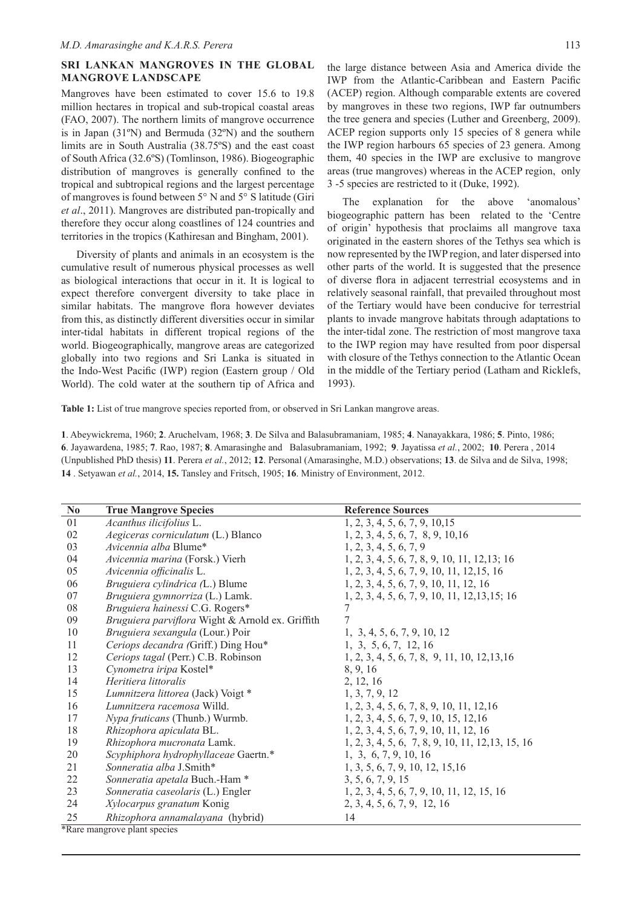## SRI LANKAN MANGROVES IN THE GLOBAL MANGROVE LANDSCAPE

Mangroves have been estimated to cover 15.6 to 19.8 million hectares in tropical and sub-tropical coastal areas (FAO, 2007). The northern limits of mangrove occurrence is in Japan (31ºN) and Bermuda (32ºN) and the southern limits are in South Australia (38.75ºS) and the east coast of South Africa (32.6ºS) (Tomlinson, 1986). Biogeographic distribution of mangroves is generally confined to the tropical and subtropical regions and the largest percentage of mangroves is found between 5° N and 5° S latitude (Giri *et al*., 2011). Mangroves are distributed pan-tropically and therefore they occur along coastlines of 124 countries and territories in the tropics (Kathiresan and Bingham, 2001).

Diversity of plants and animals in an ecosystem is the cumulative result of numerous physical processes as well as biological interactions that occur in it. It is logical to expect therefore convergent diversity to take place in similar habitats. The mangrove flora however deviates from this, as distinctly different diversities occur in similar inter-tidal habitats in different tropical regions of the world. Biogeographically, mangrove areas are categorized globally into two regions and Sri Lanka is situated in the Indo-West Pacific (IWP) region (Eastern group / Old World). The cold water at the southern tip of Africa and the large distance between Asia and America divide the IWP from the Atlantic-Caribbean and Eastern Pacific (ACEP) region. Although comparable extents are covered by mangroves in these two regions, IWP far outnumbers the tree genera and species (Luther and Greenberg, 2009). ACEP region supports only 15 species of 8 genera while the IWP region harbours 65 species of 23 genera. Among them, 40 species in the IWP are exclusive to mangrove areas (true mangroves) whereas in the ACEP region, only 3 -5 species are restricted to it (Duke, 1992).

The explanation for the above 'anomalous' biogeographic pattern has been related to the 'Centre of origin' hypothesis that proclaims all mangrove taxa originated in the eastern shores of the Tethys sea which is now represented by the IWP region, and later dispersed into other parts of the world. It is suggested that the presence of diverse flora in adjacent terrestrial ecosystems and in relatively seasonal rainfall, that prevailed throughout most of the Tertiary would have been conducive for terrestrial plants to invade mangrove habitats through adaptations to the inter-tidal zone. The restriction of most mangrove taxa to the IWP region may have resulted from poor dispersal with closure of the Tethys connection to the Atlantic Ocean in the middle of the Tertiary period (Latham and Ricklefs, 1993).

**Table 1:** List of true mangrove species reported from, or observed in Sri Lankan mangrove areas.

**1**. Abeywickrema, 1960; **2**. Aruchelvam, 1968; **3**. De Silva and Balasubramaniam, 1985; **4**. Nanayakkara, 1986; **5**. Pinto, 1986; **6**. Jayawardena, 1985; **7**. Rao, 1987; **8**. Amarasinghe and Balasubramaniam, 1992; **9**. Jayatissa *et al.*, 2002; **10**. Perera , 2014 (Unpublished PhD thesis) **11**. Perera *et al.*, 2012; **12**. Personal (Amarasinghe, M.D.) observations; **13**. de Silva and de Silva, 1998; **14** . Setyawan *et al.*, 2014, **15.** Tansley and Fritsch, 1905; **16**. Ministry of Environment, 2012.

| No | True Mangrove Species | Reference Sources |
|---|---|---|
| 01 | *Acanthus ilicifolius* L. | 1, 2, 3, 4, 5, 6, 7, 9, 10,15 |
| 02 | *Aegiceras corniculatum* (L.) Blanco | 1, 2, 3, 4, 5, 6, 7, 8, 9, 10,16 |
| 03 | *Avicennia alba* Blume* | 1, 2, 3, 4, 5, 6, 7, 9 |
| 04 | *Avicennia marina* (Forsk.) Vierh | 1, 2, 3, 4, 5, 6, 7, 8, 9, 10, 11, 12,13; 16 |
| 05 | *Avicennia officinalis* L. | 1, 2, 3, 4, 5, 6, 7, 9, 10, 11, 12,15, 16 |
| 06 | *Bruguiera cylindrica (*L.) Blume | 1, 2, 3, 4, 5, 6, 7, 9, 10, 11, 12, 16 |
| 07 | *Bruguiera gymnorriza* (L.) Lamk. | 1, 2, 3, 4, 5, 6, 7, 9, 10, 11, 12,13,15; 16 |
| 08 | *Bruguiera hainessi* C.G. Rogers* | 7 |
| 09 | *Bruguiera parviflora* Wight & Arnold ex. Griffith | 7 |
| 10 | *Bruguiera sexangula* (Lour.) Poir | 1, 3, 4, 5, 6, 7, 9, 10, 12 |
| 11 | *Ceriops decandra (*Griff.) Ding Hou* | 1, 3, 5, 6, 7, 12, 16 |
| 12 | *Ceriops tagal* (Perr.) C.B. Robinson | 1, 2, 3, 4, 5, 6, 7, 8, 9, 11, 10, 12,13,16 |
| 13 | *Cynometra iripa* Kostel* | 8, 9, 16 |
| 14 | *Heritiera littoralis* | 2, 12, 16 |
| 15 | *Lumnitzera littorea* (Jack) Voigt * | 1, 3, 7, 9, 12 |
| 16 | *Lumnitzera racemosa* Willd. | 1, 2, 3, 4, 5, 6, 7, 8, 9, 10, 11, 12,16 |
| 17 | *Nypa fruticans* (Thunb.) Wurmb. | 1, 2, 3, 4, 5, 6, 7, 9, 10, 15, 12,16 |
| 18 | *Rhizophora apiculata* BL. | 1, 2, 3, 4, 5, 6, 7, 9, 10, 11, 12, 16 |
| 19 | *Rhizophora mucronata* Lamk. | 1, 2, 3, 4, 5, 6, 7, 8, 9, 10, 11, 12,13, 15, 16 |
| 20 | *Scyphiphora hydrophyllaceae* Gaertn.* | 1, 3, 6, 7, 9, 10, 16 |
| 21 | *Sonneratia alba* J.Smith* | 1, 3, 5, 6, 7, 9, 10, 12, 15,16 |
| 22 | *Sonneratia apetala* Buch.-Ham * | 3, 5, 6, 7, 9, 15 |
| 23 | *Sonneratia caseolaris* (L.) Engler | 1, 2, 3, 4, 5, 6, 7, 9, 10, 11, 12, 15, 16 |
| 24 | *Xylocarpus granatum* Konig | 2, 3, 4, 5, 6, 7, 9, 12, 16 |
| 25 | *Rhizophora annamalayana* (hybrid) | 14 |

*Rare mangrove plant species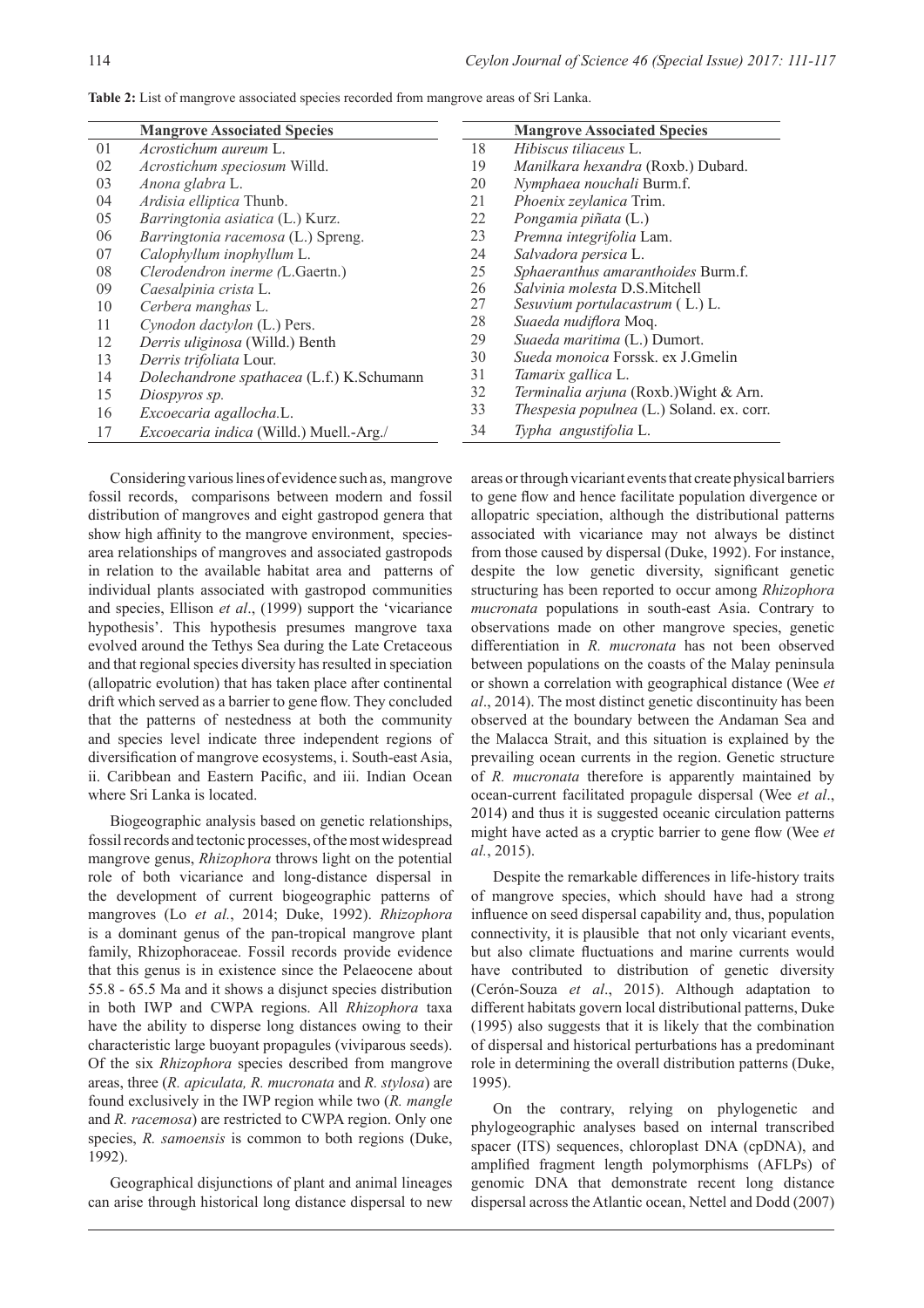**Table 2:** List of mangrove associated species recorded from mangrove areas of Sri Lanka.

| | Mangrove Associated Species | | Mangrove Associated Species |
|---|---|---|---|
| 01 | *Acrostichum aureum* L. | 18 | *Hibiscus tiliaceus* L. |
| 02 | *Acrostichum speciosum* Willd. | 19 | *Manilkara hexandra* (Roxb.) Dubard. |
| 03 | *Anona glabra* L. | 20 | *Nymphaea nouchali* Burm.f. |
| 04 | *Ardisia elliptica* Thunb. | 21 | *Phoenix zeylanica* Trim. |
| 05 | *Barringtonia asiatica* (L.) Kurz. | 22 | *Pongamia piñata* (L.) |
| 06 | *Barringtonia racemosa* (L.) Spreng. | 23 | *Premna integrifolia* Lam. |
| 07 | *Calophyllum inophyllum* L. | 24 | *Salvadora persica* L. |
| 08 | *Clerodendron inerme (*L.Gaertn.) | 25 | *Sphaeranthus amaranthoides* Burm.f. |
| 09 | *Caesalpinia crista* L. | 26 | *Salvinia molesta* D.S.Mitchell |
| 10 | *Cerbera manghas* L. | 27 | *Sesuvium portulacastrum* ( L.) L. |
| 11 | *Cynodon dactylon* (L.) Pers. | 28 | *Suaeda nudiflora* Moq. |
| 12 | *Derris uliginosa* (Willd.) Benth | 29 | *Suaeda maritima* (L.) Dumort. |
| 13 | *Derris trifoliata* Lour. | 30 | *Sueda monoica* Forssk. ex J.Gmelin |
| 14 | *Dolechandrone spathacea* (L.f.) K.Schumann | 31 | *Tamarix gallica* L. |
| 15 | *Diospyros sp.* | 32 | *Terminalia arjuna* (Roxb.)Wight & Arn. |
| 16 | *Excoecaria agallocha.*L. | 33 | *Thespesia populnea* (L.) Soland. ex. corr. |
| 17 | *Excoecaria indica* (Willd.) Muell.-Arg./ | 34 | *Typha angustifolia* L. |

Considering various lines of evidence such as, mangrove fossil records, comparisons between modern and fossil distribution of mangroves and eight gastropod genera that show high affinity to the mangrove environment, species-area relationships of mangroves and associated gastropods in relation to the available habitat area and patterns of individual plants associated with gastropod communities and species, Ellison *et al*., (1999) support the 'vicariance hypothesis'. This hypothesis presumes mangrove taxa evolved around the Tethys Sea during the Late Cretaceous and that regional species diversity has resulted in speciation (allopatric evolution) that has taken place after continental drift which served as a barrier to gene flow. They concluded that the patterns of nestedness at both the community and species level indicate three independent regions of diversification of mangrove ecosystems, i. South-east Asia, ii. Caribbean and Eastern Pacific, and iii. Indian Ocean where Sri Lanka is located.

Biogeographic analysis based on genetic relationships, fossil records and tectonic processes, of the most widespread mangrove genus, *Rhizophora* throws light on the potential role of both vicariance and long-distance dispersal in the development of current biogeographic patterns of mangroves (Lo *et al.*, 2014; Duke, 1992). *Rhizophora* is a dominant genus of the pan-tropical mangrove plant family, Rhizophoraceae. Fossil records provide evidence that this genus is in existence since the Pelaeocene about 55.8 - 65.5 Ma and it shows a disjunct species distribution in both IWP and CWPA regions. All *Rhizophora* taxa have the ability to disperse long distances owing to their characteristic large buoyant propagules (viviparous seeds). Of the six *Rhizophora* species described from mangrove areas, three (*R. apiculata, R. mucronata* and *R. stylosa*) are found exclusively in the IWP region while two (*R. mangle* and *R. racemosa*) are restricted to CWPA region. Only one species, *R. samoensis* is common to both regions (Duke, 1992).

Geographical disjunctions of plant and animal lineages can arise through historical long distance dispersal to new areas or through vicariant events that create physical barriers to gene flow and hence facilitate population divergence or allopatric speciation, although the distributional patterns associated with vicariance may not always be distinct from those caused by dispersal (Duke, 1992). For instance, despite the low genetic diversity, significant genetic structuring has been reported to occur among *Rhizophora mucronata* populations in south-east Asia. Contrary to observations made on other mangrove species, genetic differentiation in *R. mucronata* has not been observed between populations on the coasts of the Malay peninsula or shown a correlation with geographical distance (Wee *et al*., 2014). The most distinct genetic discontinuity has been observed at the boundary between the Andaman Sea and the Malacca Strait, and this situation is explained by the prevailing ocean currents in the region. Genetic structure of *R. mucronata* therefore is apparently maintained by ocean-current facilitated propagule dispersal (Wee *et al*., 2014) and thus it is suggested oceanic circulation patterns might have acted as a cryptic barrier to gene flow (Wee *et al.*, 2015).

Despite the remarkable differences in life-history traits of mangrove species, which should have had a strong influence on seed dispersal capability and, thus, population connectivity, it is plausible that not only vicariant events, but also climate fluctuations and marine currents would have contributed to distribution of genetic diversity (Cerón-Souza *et al*., 2015). Although adaptation to different habitats govern local distributional patterns, Duke (1995) also suggests that it is likely that the combination of dispersal and historical perturbations has a predominant role in determining the overall distribution patterns (Duke, 1995).

On the contrary, relying on phylogenetic and phylogeographic analyses based on internal transcribed spacer (ITS) sequences, chloroplast DNA (cpDNA), and amplified fragment length polymorphisms (AFLPs) of genomic DNA that demonstrate recent long distance dispersal across the Atlantic ocean, Nettel and Dodd (2007)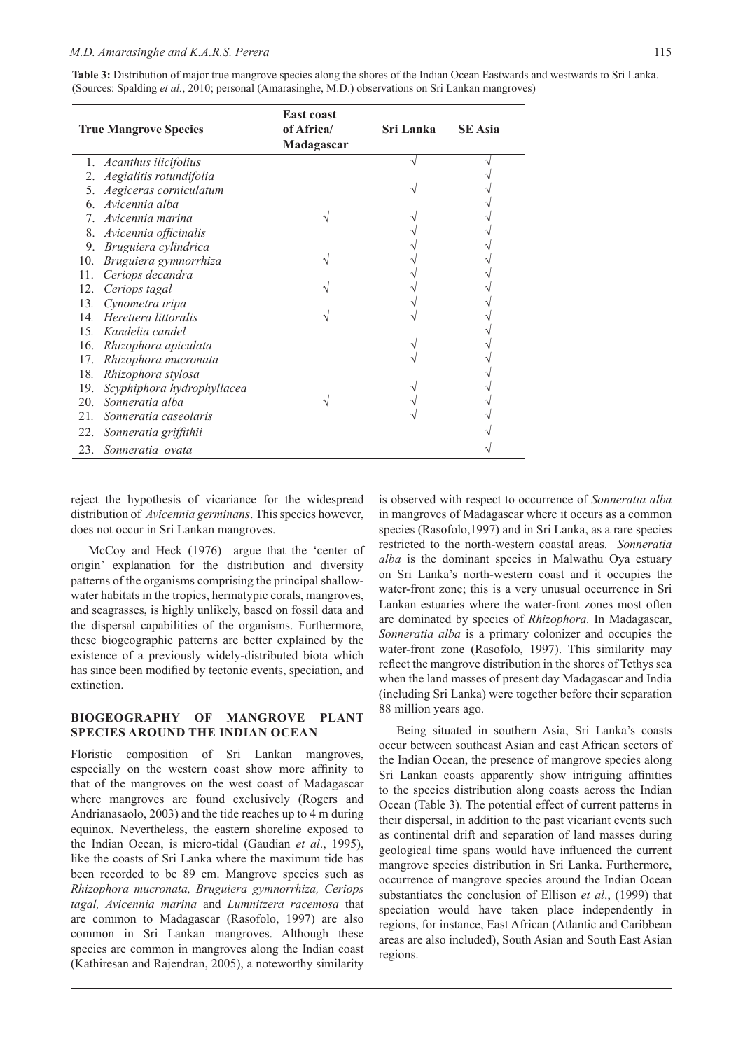**Table 3:** Distribution of major true mangrove species along the shores of the Indian Ocean Eastwards and westwards to Sri Lanka. (Sources: Spalding *et al.*, 2010; personal (Amarasinghe, M.D.) observations on Sri Lankan mangroves)

| True Mangrove Species | East coast of Africa/ Madagascar | Sri Lanka | SE Asia |
|---|---|---|---|
| 1. *Acanthus ilicifolius* | | √ | √ |
| 2. *Aegialitis rotundifolia* | | | √ |
| 5. *Aegiceras corniculatum* | | √ | √ |
| 6. *Avicennia alba* | | | √ |
| 7. *Avicennia marina* | √ | √ | √ |
| 8. *Avicennia officinalis* | | √ | √ |
| 9. *Bruguiera cylindrica* | | √ | √ |
| 10. *Bruguiera gymnorrhiza* | √ | √ | √ |
| 11. *Ceriops decandra* | | √ | √ |
| 12. *Ceriops tagal* | √ | √ | √ |
| 13. *Cynometra iripa* | | √ | √ |
| 14. *Heretiera littoralis* | √ | √ | √ |
| 15. *Kandelia candel* | | | √ |
| 16. *Rhizophora apiculata* | | √ | √ |
| 17. *Rhizophora mucronata* | | √ | √ |
| 18. *Rhizophora stylosa* | | | √ |
| 19. *Scyphiphora hydrophyllacea* | | √ | √ |
| 20. *Sonneratia alba* | √ | √ | √ |
| 21. *Sonneratia caseolaris* | | √ | √ |
| 22. *Sonneratia griffithii* | | | √ |
| 23. *Sonneratia ovata* | | | √ |

reject the hypothesis of vicariance for the widespread distribution of *Avicennia germinans*. This species however, does not occur in Sri Lankan mangroves.

McCoy and Heck (1976) argue that the 'center of origin' explanation for the distribution and diversity patterns of the organisms comprising the principal shallow-water habitats in the tropics, hermatypic corals, mangroves, and seagrasses, is highly unlikely, based on fossil data and the dispersal capabilities of the organisms. Furthermore, these biogeographic patterns are better explained by the existence of a previously widely-distributed biota which has since been modified by tectonic events, speciation, and extinction.

## BIOGEOGRAPHY OF MANGROVE PLANT SPECIES AROUND THE INDIAN OCEAN

Floristic composition of Sri Lankan mangroves, especially on the western coast show more affinity to that of the mangroves on the west coast of Madagascar where mangroves are found exclusively (Rogers and Andrianasaolo, 2003) and the tide reaches up to 4 m during equinox. Nevertheless, the eastern shoreline exposed to the Indian Ocean, is micro-tidal (Gaudian *et al*., 1995), like the coasts of Sri Lanka where the maximum tide has been recorded to be 89 cm. Mangrove species such as *Rhizophora mucronata, Bruguiera gymnorrhiza, Ceriops tagal, Avicennia marina* and *Lumnitzera racemosa* that are common to Madagascar (Rasofolo, 1997) are also common in Sri Lankan mangroves. Although these species are common in mangroves along the Indian coast (Kathiresan and Rajendran, 2005), a noteworthy similarity is observed with respect to occurrence of *Sonneratia alba* in mangroves of Madagascar where it occurs as a common species (Rasofolo,1997) and in Sri Lanka, as a rare species restricted to the north-western coastal areas. *Sonneratia alba* is the dominant species in Malwathu Oya estuary on Sri Lanka's north-western coast and it occupies the water-front zone; this is a very unusual occurrence in Sri Lankan estuaries where the water-front zones most often are dominated by species of *Rhizophora.* In Madagascar, *Sonneratia alba* is a primary colonizer and occupies the water-front zone (Rasofolo, 1997). This similarity may reflect the mangrove distribution in the shores of Tethys sea when the land masses of present day Madagascar and India (including Sri Lanka) were together before their separation 88 million years ago.

Being situated in southern Asia, Sri Lanka's coasts occur between southeast Asian and east African sectors of the Indian Ocean, the presence of mangrove species along Sri Lankan coasts apparently show intriguing affinities to the species distribution along coasts across the Indian Ocean (Table 3). The potential effect of current patterns in their dispersal, in addition to the past vicariant events such as continental drift and separation of land masses during geological time spans would have influenced the current mangrove species distribution in Sri Lanka. Furthermore, occurrence of mangrove species around the Indian Ocean substantiates the conclusion of Ellison *et al*., (1999) that speciation would have taken place independently in regions, for instance, East African (Atlantic and Caribbean areas are also included), South Asian and South East Asian regions.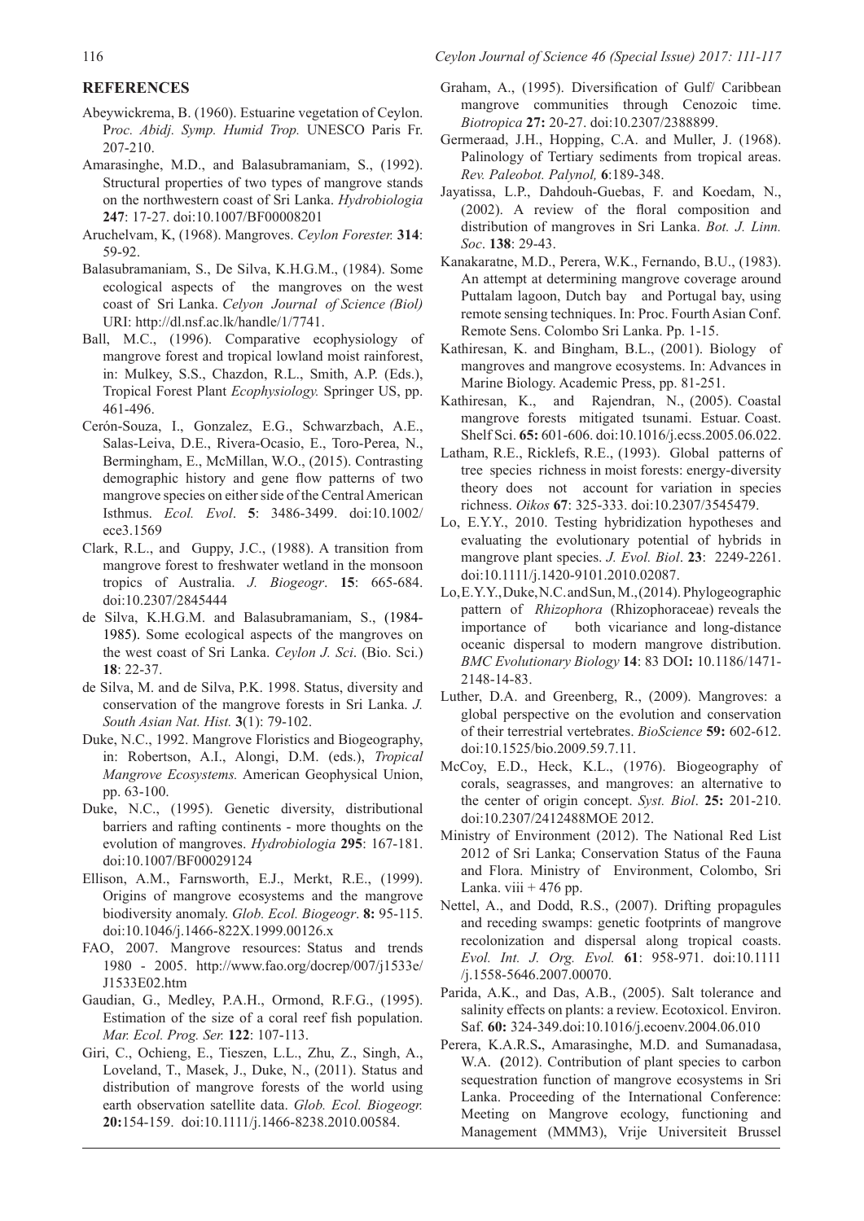## REFERENCES

Abeywickrema, B. (1960). Estuarine vegetation of Ceylon. P*roc. Abidj. Symp. Humid Trop.* UNESCO Paris Fr. 207-210.

Amarasinghe, M.D., and Balasubramaniam, S., (1992). Structural properties of two types of mangrove stands on the northwestern coast of Sri Lanka. *Hydrobiologia* **247**: 17-27. doi:10.1007/BF00008201

Aruchelvam, K, (1968). Mangroves. *Ceylon Forester.* **314**: 59-92.

Balasubramaniam, S., De Silva, K.H.G.M., (1984). Some ecological aspects of the mangroves on the west coast of Sri Lanka. *Celyon Journal of Science (Biol)* URI: http://dl.nsf.ac.lk/handle/1/7741.

Ball, M.C., (1996). Comparative ecophysiology of mangrove forest and tropical lowland moist rainforest, in: Mulkey, S.S., Chazdon, R.L., Smith, A.P. (Eds.), Tropical Forest Plant *Ecophysiology.* Springer US, pp. 461-496.

Cerón-Souza, I., Gonzalez, E.G., Schwarzbach, A.E., Salas-Leiva, D.E., Rivera-Ocasio, E., Toro-Perea, N., Bermingham, E., McMillan, W.O., (2015). Contrasting demographic history and gene flow patterns of two mangrove species on either side of the Central American Isthmus. *Ecol. Evol*. **5**: 3486-3499. doi:10.1002/ece3.1569

Clark, R.L., and Guppy, J.C., (1988). A transition from mangrove forest to freshwater wetland in the monsoon tropics of Australia. *J. Biogeogr*. **15**: 665-684. doi:10.2307/2845444

de Silva, K.H.G.M. and Balasubramaniam, S., (1984-1985). Some ecological aspects of the mangroves on the west coast of Sri Lanka. *Ceylon J. Sci*. (Bio. Sci.) **18**: 22-37.

de Silva, M. and de Silva, P.K. 1998. Status, diversity and conservation of the mangrove forests in Sri Lanka. *J. South Asian Nat. Hist.* **3**(1): 79-102.

Duke, N.C., 1992. Mangrove Floristics and Biogeography, in: Robertson, A.I., Alongi, D.M. (eds.), *Tropical Mangrove Ecosystems.* American Geophysical Union, pp. 63-100.

Duke, N.C., (1995). Genetic diversity, distributional barriers and rafting continents - more thoughts on the evolution of mangroves. *Hydrobiologia* **295**: 167-181. doi:10.1007/BF00029124

Ellison, A.M., Farnsworth, E.J., Merkt, R.E., (1999). Origins of mangrove ecosystems and the mangrove biodiversity anomaly. *Glob. Ecol. Biogeogr*. **8:** 95-115. doi:10.1046/j.1466-822X.1999.00126.x

FAO, 2007. Mangrove resources: Status and trends 1980 - 2005. http://www.fao.org/docrep/007/j1533e/J1533E02.htm

Gaudian, G., Medley, P.A.H., Ormond, R.F.G., (1995). Estimation of the size of a coral reef fish population. *Mar. Ecol. Prog. Ser.* **122**: 107-113.

Giri, C., Ochieng, E., Tieszen, L.L., Zhu, Z., Singh, A., Loveland, T., Masek, J., Duke, N., (2011). Status and distribution of mangrove forests of the world using earth observation satellite data. *Glob. Ecol. Biogeogr.* **20:**154-159. doi:10.1111/j.1466-8238.2010.00584.

Graham, A., (1995). Diversification of Gulf/ Caribbean mangrove communities through Cenozoic time. *Biotropica* **27:** 20-27. doi:10.2307/2388899.

Germeraad, J.H., Hopping, C.A. and Muller, J. (1968). Palinology of Tertiary sediments from tropical areas. *Rev. Paleobot. Palynol,* **6**:189-348.

Jayatissa, L.P., Dahdouh-Guebas, F. and Koedam, N., (2002). A review of the floral composition and distribution of mangroves in Sri Lanka. *Bot. J. Linn. Soc*. **138**: 29-43.

Kanakaratne, M.D., Perera, W.K., Fernando, B.U., (1983). An attempt at determining mangrove coverage around Puttalam lagoon, Dutch bay and Portugal bay, using remote sensing techniques. In: Proc. Fourth Asian Conf. Remote Sens. Colombo Sri Lanka. Pp. 1-15.

Kathiresan, K. and Bingham, B.L., (2001). Biology of mangroves and mangrove ecosystems. In: Advances in Marine Biology. Academic Press, pp. 81-251.

Kathiresan, K., and Rajendran, N., (2005). Coastal mangrove forests mitigated tsunami. Estuar. Coast. Shelf Sci. **65:** 601-606. doi:10.1016/j.ecss.2005.06.022.

Latham, R.E., Ricklefs, R.E., (1993). Global patterns of tree species richness in moist forests: energy-diversity theory does not account for variation in species richness. *Oikos* **67**: 325-333. doi:10.2307/3545479.

Lo, E.Y.Y., 2010. Testing hybridization hypotheses and evaluating the evolutionary potential of hybrids in mangrove plant species. *J. Evol. Biol*. **23**: 2249-2261. doi:10.1111/j.1420-9101.2010.02087.

Lo, E.Y.Y., Duke, N.C. and Sun, M., (2014). Phylogeographic pattern of *Rhizophora* (Rhizophoraceae) reveals the importance of both vicariance and long-distance oceanic dispersal to modern mangrove distribution. *BMC Evolutionary Biology* **14**: 83 DOI**:** 10.1186/1471-2148-14-83.

Luther, D.A. and Greenberg, R., (2009). Mangroves: a global perspective on the evolution and conservation of their terrestrial vertebrates. *BioScience* **59:** 602-612. doi:10.1525/bio.2009.59.7.11.

McCoy, E.D., Heck, K.L., (1976). Biogeography of corals, seagrasses, and mangroves: an alternative to the center of origin concept. *Syst. Biol*. **25:** 201-210. doi:10.2307/2412488MOE 2012.

Ministry of Environment (2012). The National Red List 2012 of Sri Lanka; Conservation Status of the Fauna and Flora. Ministry of Environment, Colombo, Sri Lanka. viii + 476 pp.

Nettel, A., and Dodd, R.S., (2007). Drifting propagules and receding swamps: genetic footprints of mangrove recolonization and dispersal along tropical coasts. *Evol. Int. J. Org. Evol.* **61**: 958-971. doi:10.1111/j.1558-5646.2007.00070.

Parida, A.K., and Das, A.B., (2005). Salt tolerance and salinity effects on plants: a review. Ecotoxicol. Environ. Saf. **60:** 324-349.doi:10.1016/j.ecoenv.2004.06.010

Perera, K.A.R.S**.**, Amarasinghe, M.D. and Sumanadasa, W.A. **(**2012). Contribution of plant species to carbon sequestration function of mangrove ecosystems in Sri Lanka. Proceeding of the International Conference: Meeting on Mangrove ecology, functioning and Management (MMM3), Vrije Universiteit Brussel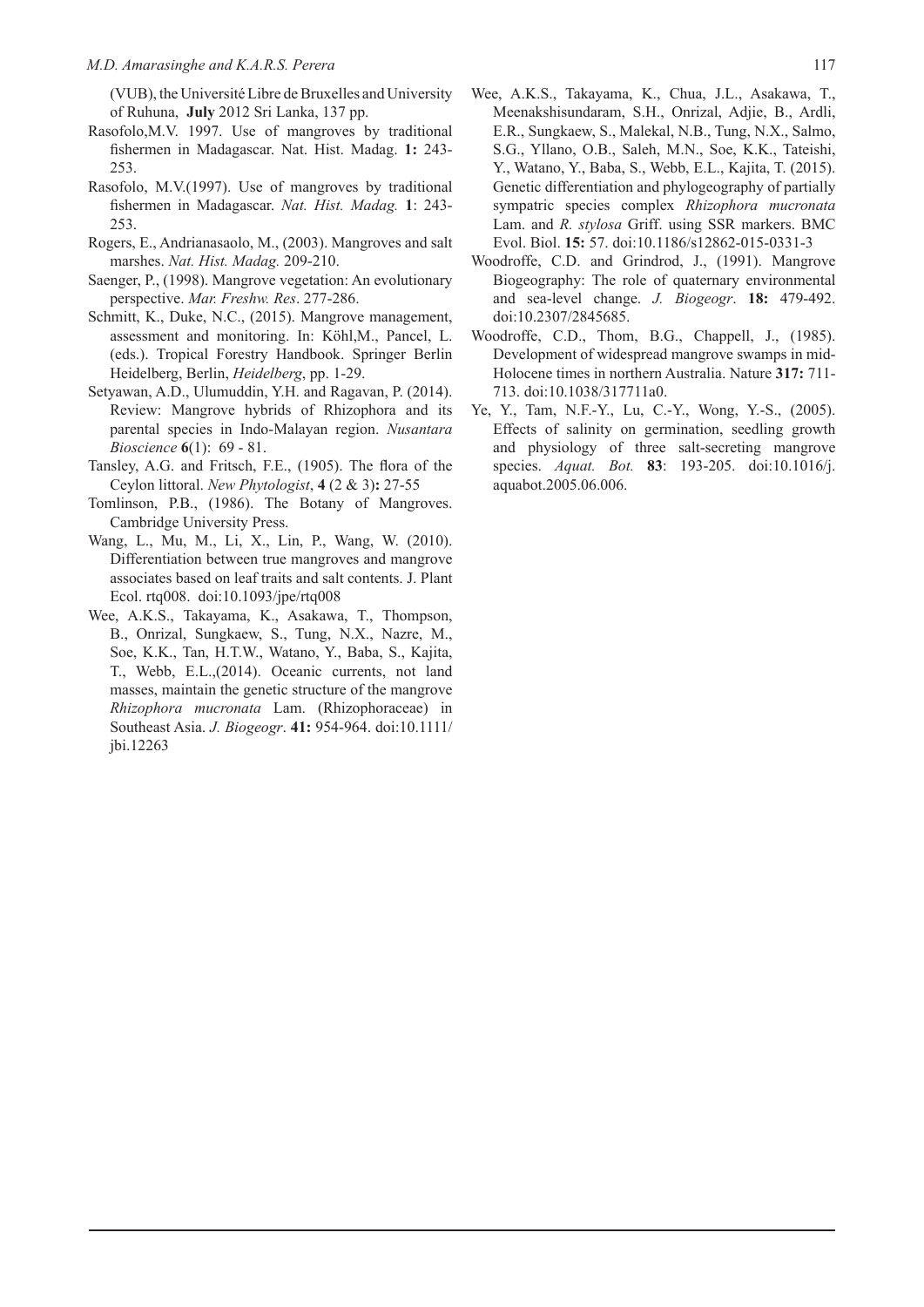(VUB), the Université Libre de Bruxelles and University of Ruhuna, **July** 2012 Sri Lanka, 137 pp.

Rasofolo,M.V. 1997. Use of mangroves by traditional fishermen in Madagascar. Nat. Hist. Madag. **1:** 243-253.

Rasofolo, M.V.(1997). Use of mangroves by traditional fishermen in Madagascar. *Nat. Hist. Madag.* **1**: 243-253.

Rogers, E., Andrianasaolo, M., (2003). Mangroves and salt marshes. *Nat. Hist. Madag.* 209-210.

Saenger, P., (1998). Mangrove vegetation: An evolutionary perspective. *Mar. Freshw. Res*. 277-286.

Schmitt, K., Duke, N.C., (2015). Mangrove management, assessment and monitoring. In: Köhl,M., Pancel, L. (eds.). Tropical Forestry Handbook. Springer Berlin Heidelberg, Berlin, *Heidelberg*, pp. 1-29.

Setyawan, A.D., Ulumuddin, Y.H. and Ragavan, P. (2014). Review: Mangrove hybrids of Rhizophora and its parental species in Indo-Malayan region. *Nusantara Bioscience* **6**(1): 69 - 81.

Tansley, A.G. and Fritsch, F.E., (1905). The flora of the Ceylon littoral. *New Phytologist*, **4** (2 & 3)**:** 27-55

Tomlinson, P.B., (1986). The Botany of Mangroves. Cambridge University Press.

Wang, L., Mu, M., Li, X., Lin, P., Wang, W. (2010). Differentiation between true mangroves and mangrove associates based on leaf traits and salt contents. J. Plant Ecol. rtq008. doi:10.1093/jpe/rtq008

Wee, A.K.S., Takayama, K., Asakawa, T., Thompson, B., Onrizal, Sungkaew, S., Tung, N.X., Nazre, M., Soe, K.K., Tan, H.T.W., Watano, Y., Baba, S., Kajita, T., Webb, E.L.,(2014). Oceanic currents, not land masses, maintain the genetic structure of the mangrove *Rhizophora mucronata* Lam. (Rhizophoraceae) in Southeast Asia. *J. Biogeogr*. **41:** 954-964. doi:10.1111/jbi.12263

Wee, A.K.S., Takayama, K., Chua, J.L., Asakawa, T., Meenakshisundaram, S.H., Onrizal, Adjie, B., Ardli, E.R., Sungkaew, S., Malekal, N.B., Tung, N.X., Salmo, S.G., Yllano, O.B., Saleh, M.N., Soe, K.K., Tateishi, Y., Watano, Y., Baba, S., Webb, E.L., Kajita, T. (2015). Genetic differentiation and phylogeography of partially sympatric species complex *Rhizophora mucronata* Lam. and *R. stylosa* Griff. using SSR markers. BMC Evol. Biol. **15:** 57. doi:10.1186/s12862-015-0331-3

Woodroffe, C.D. and Grindrod, J., (1991). Mangrove Biogeography: The role of quaternary environmental and sea-level change. *J. Biogeogr*. **18:** 479-492. doi:10.2307/2845685.

Woodroffe, C.D., Thom, B.G., Chappell, J., (1985). Development of widespread mangrove swamps in mid-Holocene times in northern Australia. Nature **317:** 711-713. doi:10.1038/317711a0.

Ye, Y., Tam, N.F.-Y., Lu, C.-Y., Wong, Y.-S., (2005). Effects of salinity on germination, seedling growth and physiology of three salt-secreting mangrove species. *Aquat. Bot.* **83**: 193-205. doi:10.1016/j.aquabot.2005.06.006.